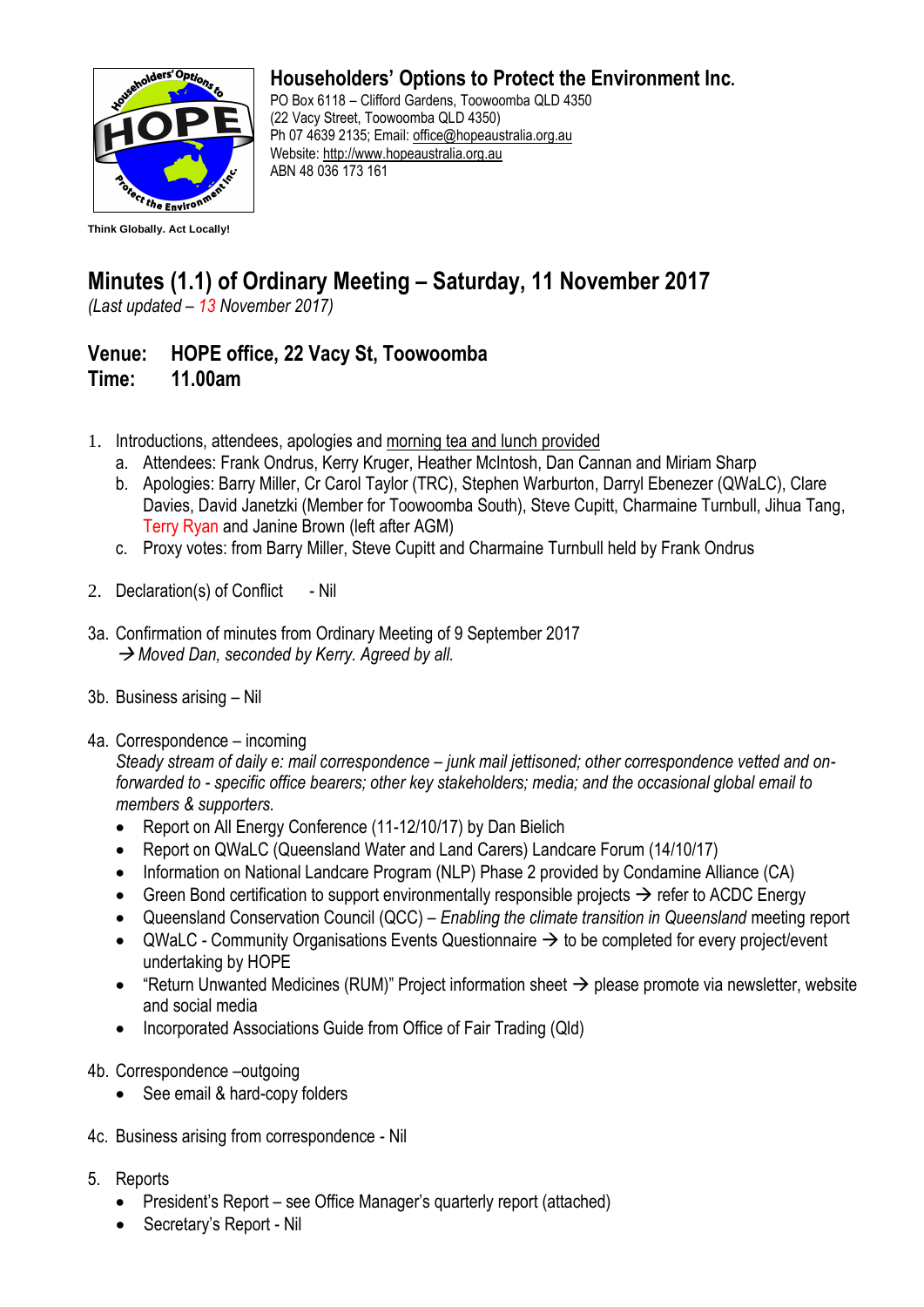**Householders' Options to Protect the Environment Inc.**
PO Box 6118 – Clifford Gardens, Toowoomba QLD 4350
(22 Vacy Street, Toowoomba QLD 4350)
Ph 07 4639 2135; Email: office@hopeaustralia.org.au
Website: http://www.hopeaustralia.org.au
ABN 48 036 173 161

**Think Globally. Act Locally!**

# Minutes (1.1) of Ordinary Meeting – Saturday, 11 November 2017

*(Last updated – 13 November 2017)*

## Venue: HOPE office, 22 Vacy St, Toowoomba
## Time: 11.00am

1. Introductions, attendees, apologies and morning tea and lunch provided
   a. Attendees: Frank Ondrus, Kerry Kruger, Heather McIntosh, Dan Cannan and Miriam Sharp
   b. Apologies: Barry Miller, Cr Carol Taylor (TRC), Stephen Warburton, Darryl Ebenezer (QWaLC), Clare Davies, David Janetzki (Member for Toowoomba South), Steve Cupitt, Charmaine Turnbull, Jihua Tang, Terry Ryan and Janine Brown (left after AGM)
   c. Proxy votes: from Barry Miller, Steve Cupitt and Charmaine Turnbull held by Frank Ondrus

2. Declaration(s) of Conflict - Nil

3a. Confirmation of minutes from Ordinary Meeting of 9 September 2017
→ *Moved Dan, seconded by Kerry. Agreed by all.*

3b. Business arising – Nil

4a. Correspondence – incoming
*Steady stream of daily e: mail correspondence – junk mail jettisoned; other correspondence vetted and on-forwarded to - specific office bearers; other key stakeholders; media; and the occasional global email to members & supporters.*

- Report on All Energy Conference (11-12/10/17) by Dan Bielich
- Report on QWaLC (Queensland Water and Land Carers) Landcare Forum (14/10/17)
- Information on National Landcare Program (NLP) Phase 2 provided by Condamine Alliance (CA)
- Green Bond certification to support environmentally responsible projects → refer to ACDC Energy
- Queensland Conservation Council (QCC) – *Enabling the climate transition in Queensland* meeting report
- QWaLC - Community Organisations Events Questionnaire → to be completed for every project/event undertaking by HOPE
- "Return Unwanted Medicines (RUM)" Project information sheet → please promote via newsletter, website and social media
- Incorporated Associations Guide from Office of Fair Trading (Qld)

4b. Correspondence –outgoing

- See email & hard-copy folders

4c. Business arising from correspondence - Nil

5. Reports
   - President's Report – see Office Manager's quarterly report (attached)
   - Secretary's Report - Nil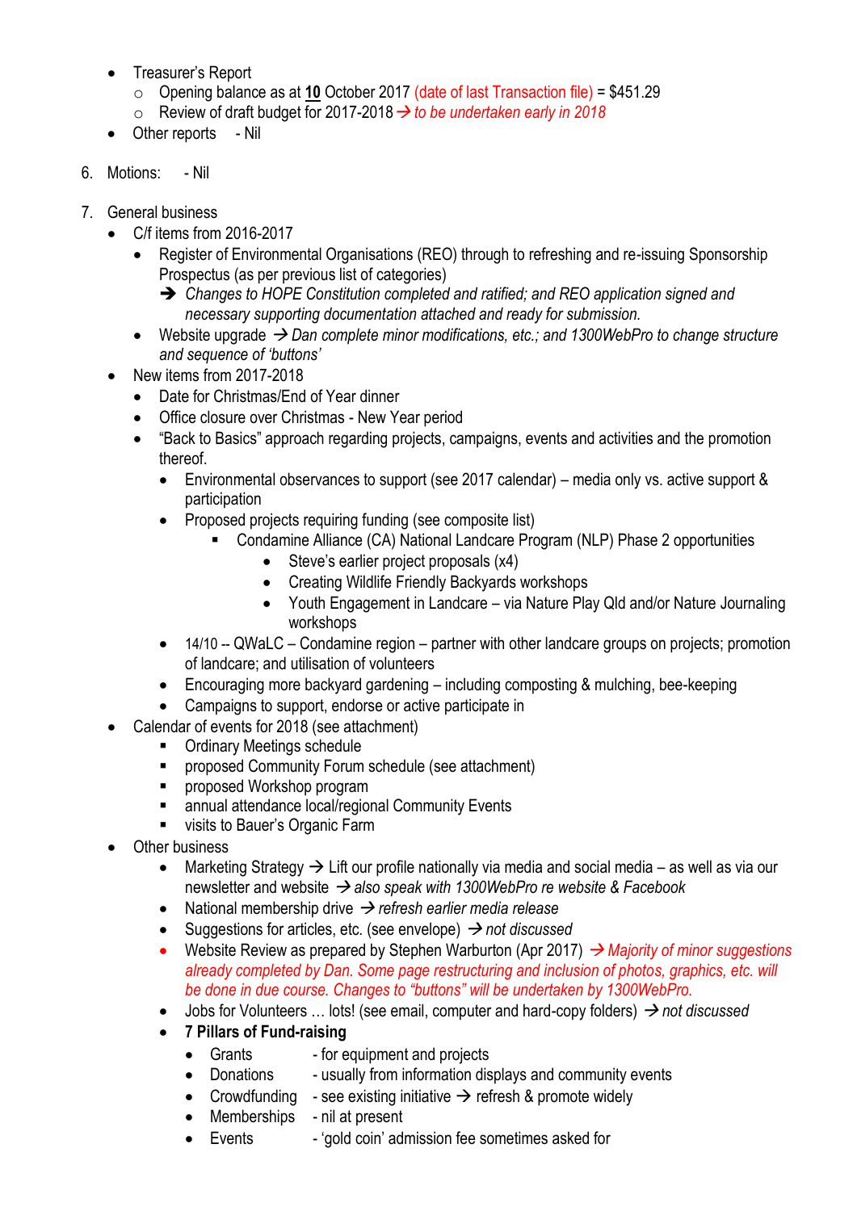- Treasurer's Report
  - Opening balance as at **10** October 2017 (date of last Transaction file) = $451.29
  - Review of draft budget for 2017-2018 → *to be undertaken early in 2018*
- Other reports - Nil

6. Motions: - Nil

7. General business
   - C/f items from 2016-2017
     - Register of Environmental Organisations (REO) through to refreshing and re-issuing Sponsorship Prospectus (as per previous list of categories)
       - ➔ *Changes to HOPE Constitution completed and ratified; and REO application signed and necessary supporting documentation attached and ready for submission.*
     - Website upgrade → *Dan complete minor modifications, etc.; and 1300WebPro to change structure and sequence of 'buttons'*
   - New items from 2017-2018
     - Date for Christmas/End of Year dinner
     - Office closure over Christmas - New Year period
     - "Back to Basics" approach regarding projects, campaigns, events and activities and the promotion thereof.
       - Environmental observances to support (see 2017 calendar) – media only vs. active support & participation
       - Proposed projects requiring funding (see composite list)
         - Condamine Alliance (CA) National Landcare Program (NLP) Phase 2 opportunities
           - Steve's earlier project proposals (x4)
           - Creating Wildlife Friendly Backyards workshops
           - Youth Engagement in Landcare – via Nature Play Qld and/or Nature Journaling workshops
       - 14/10 -- QWaLC – Condamine region – partner with other landcare groups on projects; promotion of landcare; and utilisation of volunteers
       - Encouraging more backyard gardening – including composting & mulching, bee-keeping
       - Campaigns to support, endorse or active participate in
   - Calendar of events for 2018 (see attachment)
     - Ordinary Meetings schedule
     - proposed Community Forum schedule (see attachment)
     - proposed Workshop program
     - annual attendance local/regional Community Events
     - visits to Bauer's Organic Farm
   - Other business
     - Marketing Strategy → Lift our profile nationally via media and social media – as well as via our newsletter and website → *also speak with 1300WebPro re website & Facebook*
     - National membership drive → *refresh earlier media release*
     - Suggestions for articles, etc. (see envelope) → *not discussed*
     - Website Review as prepared by Stephen Warburton (Apr 2017) → *Majority of minor suggestions already completed by Dan. Some page restructuring and inclusion of photos, graphics, etc. will be done in due course. Changes to "buttons" will be undertaken by 1300WebPro.*
     - Jobs for Volunteers … lots! (see email, computer and hard-copy folders) → *not discussed*
     - **7 Pillars of Fund-raising**
       - Grants - for equipment and projects
       - Donations - usually from information displays and community events
       - Crowdfunding - see existing initiative → refresh & promote widely
       - Memberships - nil at present
       - Events - 'gold coin' admission fee sometimes asked for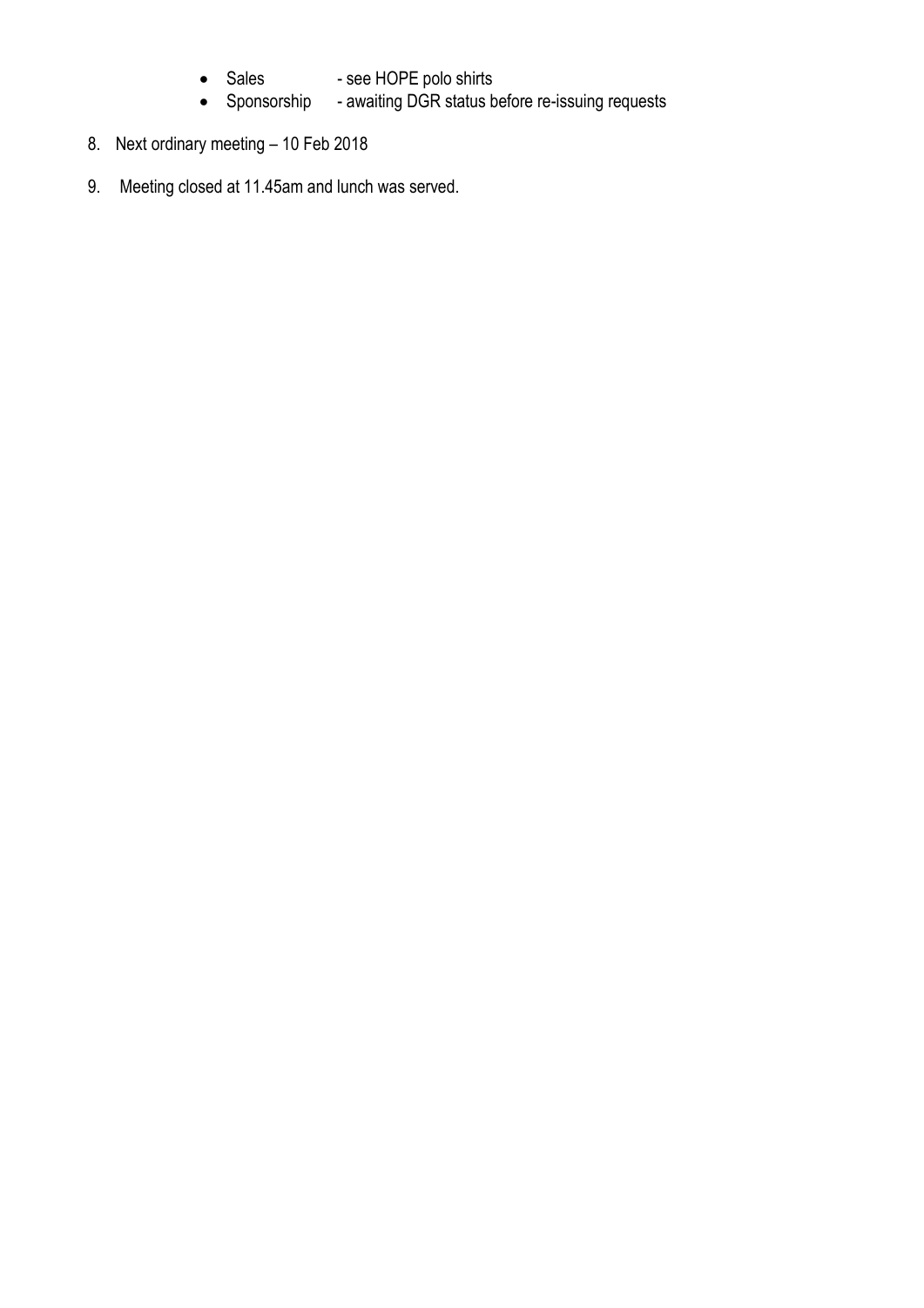- Sales - see HOPE polo shirts
- Sponsorship - awaiting DGR status before re-issuing requests

8. Next ordinary meeting – 10 Feb 2018

9. Meeting closed at 11.45am and lunch was served.